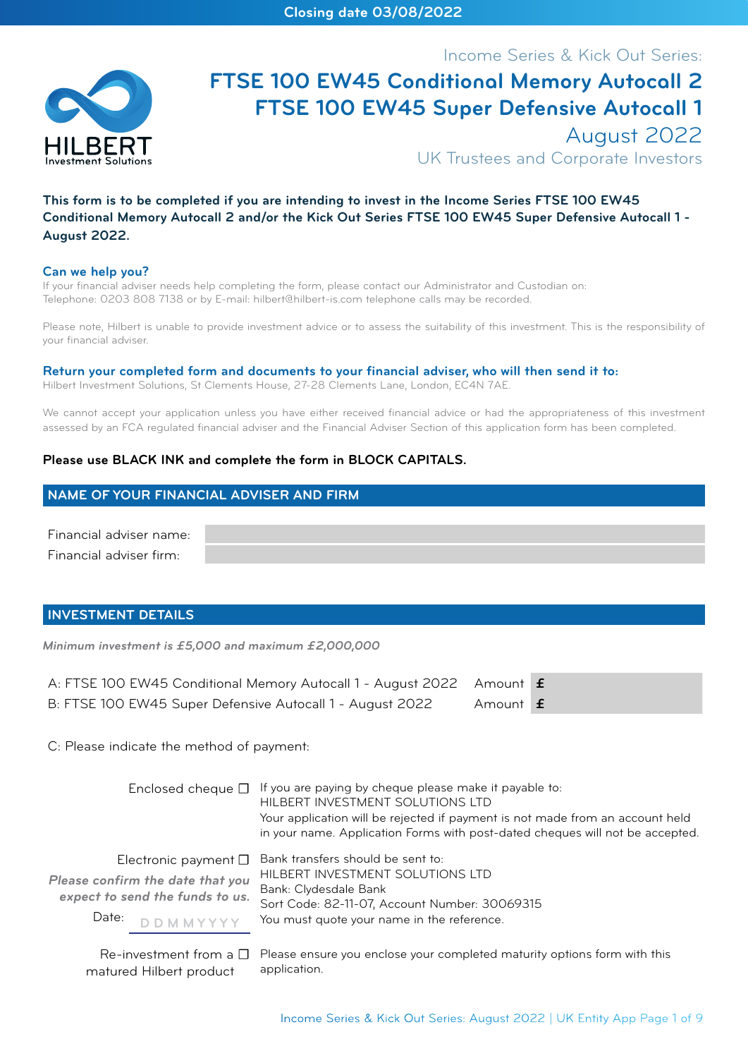Closing date 03/08/2022

HILBERT
Investment Solutions

Income Series & Kick Out Series:

# FTSE 100 EW45 Conditional Memory Autocall 2
# FTSE 100 EW45 Super Defensive Autocall 1

August 2022

UK Trustees and Corporate Investors

**This form is to be completed if you are intending to invest in the Income Series FTSE 100 EW45 Conditional Memory Autocall 2 and/or the Kick Out Series FTSE 100 EW45 Super Defensive Autocall 1 - August 2022.**

**Can we help you?**

If your financial adviser needs help completing the form, please contact our Administrator and Custodian on:
Telephone: 0203 808 7138 or by E-mail: hilbert@hilbert-is.com telephone calls may be recorded.

Please note, Hilbert is unable to provide investment advice or to assess the suitability of this investment. This is the responsibility of your financial adviser.

**Return your completed form and documents to your financial adviser, who will then send it to:**

Hilbert Investment Solutions, St Clements House, 27-28 Clements Lane, London, EC4N 7AE.

We cannot accept your application unless you have either received financial advice or had the appropriateness of this investment assessed by an FCA regulated financial adviser and the Financial Adviser Section of this application form has been completed.

**Please use BLACK INK and complete the form in BLOCK CAPITALS.**

## NAME OF YOUR FINANCIAL ADVISER AND FIRM

Financial adviser name:

Financial adviser firm:

## INVESTMENT DETAILS

***Minimum investment is £5,000 and maximum £2,000,000***

| | | |
|---|---|---|
| A: FTSE 100 EW45 Conditional Memory Autocall 1 - August 2022 | Amount | £ |
| B: FTSE 100 EW45 Super Defensive Autocall 1 - August 2022 | Amount | £ |

C: Please indicate the method of payment:

Enclosed cheque ☐ If you are paying by cheque please make it payable to:
HILBERT INVESTMENT SOLUTIONS LTD
Your application will be rejected if payment is not made from an account held in your name. Application Forms with post-dated cheques will not be accepted.

Electronic payment ☐ Bank transfers should be sent to:
HILBERT INVESTMENT SOLUTIONS LTD
Bank: Clydesdale Bank
Sort Code: 82-11-07, Account Number: 30069315
You must quote your name in the reference.

*Please confirm the date that you expect to send the funds to us.*

Date: D D M M Y Y Y Y

Re-investment from a matured Hilbert product ☐ Please ensure you enclose your completed maturity options form with this application.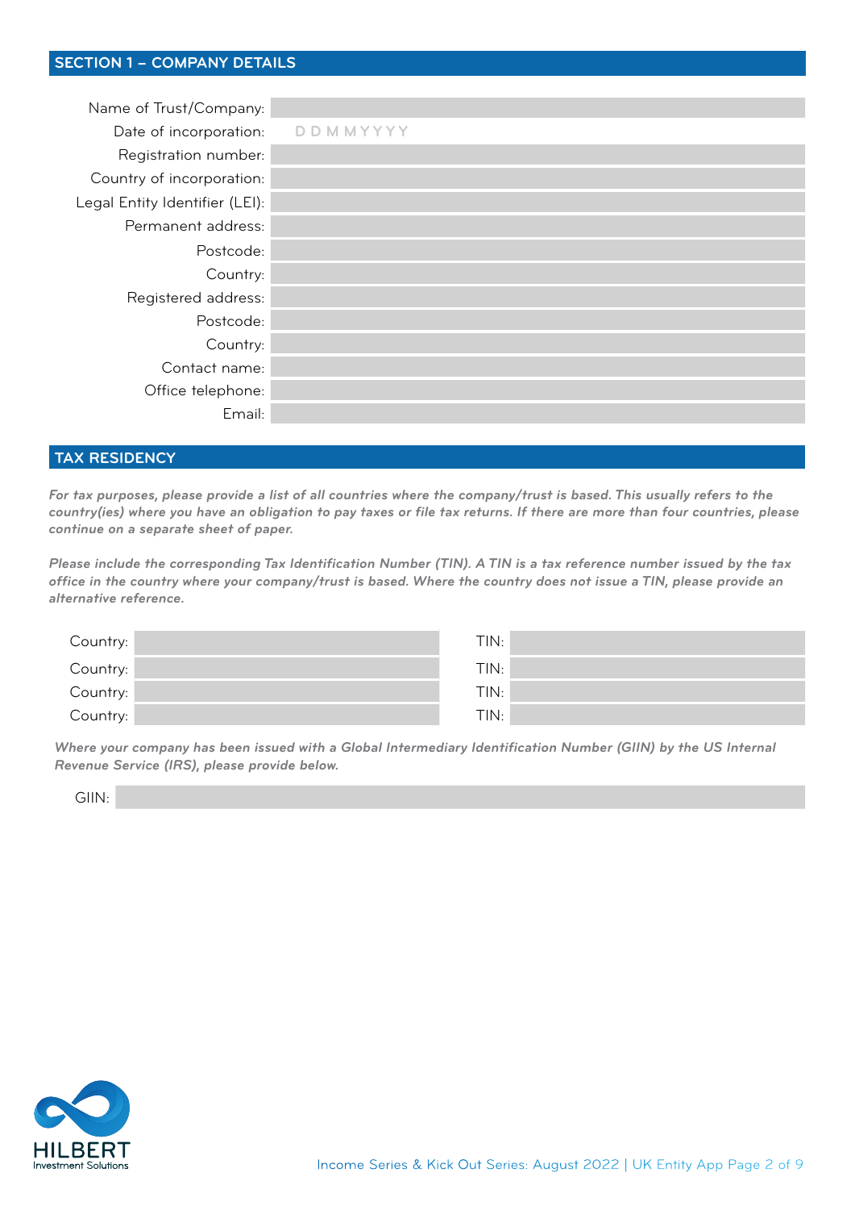## SECTION 1 – COMPANY DETAILS

Name of Trust/Company:

Date of incorporation: DDMMYYYY

Registration number:

Country of incorporation:

Legal Entity Identifier (LEI):

Permanent address:

Postcode:

Country:

Registered address:

Postcode:

Country:

Contact name:

Office telephone:

Email:

## TAX RESIDENCY

*For tax purposes, please provide a list of all countries where the company/trust is based. This usually refers to the country(ies) where you have an obligation to pay taxes or file tax returns. If there are more than four countries, please continue on a separate sheet of paper.*

*Please include the corresponding Tax Identification Number (TIN). A TIN is a tax reference number issued by the tax office in the country where your company/trust is based. Where the country does not issue a TIN, please provide an alternative reference.*

| Country: | TIN: |
|---|---|
| Country: | TIN: |
| Country: | TIN: |
| Country: | TIN: |

*Where your company has been issued with a Global Intermediary Identification Number (GIIN) by the US Internal Revenue Service (IRS), please provide below.*

GIIN:

HILBERT
Investment Solutions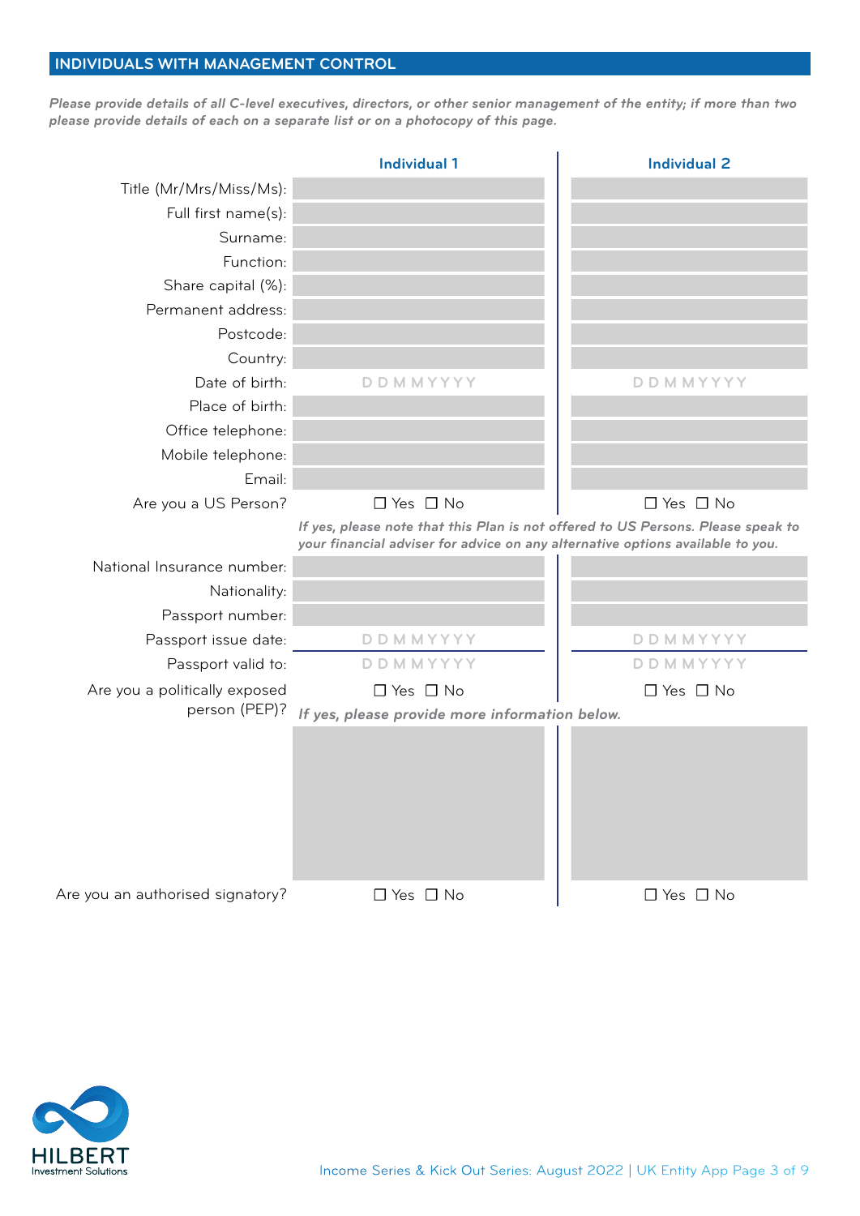## INDIVIDUALS WITH MANAGEMENT CONTROL

***Please provide details of all C-level executives, directors, or other senior management of the entity; if more than two please provide details of each on a separate list or on a photocopy of this page.***

| | Individual 1 | Individual 2 |
|---|---|---|
| Title (Mr/Mrs/Miss/Ms): | | |
| Full first name(s): | | |
| Surname: | | |
| Function: | | |
| Share capital (%): | | |
| Permanent address: | | |
| Postcode: | | |
| Country: | | |
| Date of birth: | D D M M Y Y Y Y | D D M M Y Y Y Y |
| Place of birth: | | |
| Office telephone: | | |
| Mobile telephone: | | |
| Email: | | |
| Are you a US Person? | ☐ Yes ☐ No | ☐ Yes ☐ No |

*If yes, please note that this Plan is not offered to US Persons. Please speak to your financial adviser for advice on any alternative options available to you.*

| | Individual 1 | Individual 2 |
|---|---|---|
| National Insurance number: | | |
| Nationality: | | |
| Passport number: | | |
| Passport issue date: | D D M M Y Y Y Y | D D M M Y Y Y Y |
| Passport valid to: | D D M M Y Y Y Y | D D M M Y Y Y Y |
| Are you a politically exposed person (PEP)? | ☐ Yes ☐ No | ☐ Yes ☐ No |

*If yes, please provide more information below.*

| | Individual 1 | Individual 2 |
|---|---|---|
| | | |
| Are you an authorised signatory? | ☐ Yes ☐ No | ☐ Yes ☐ No |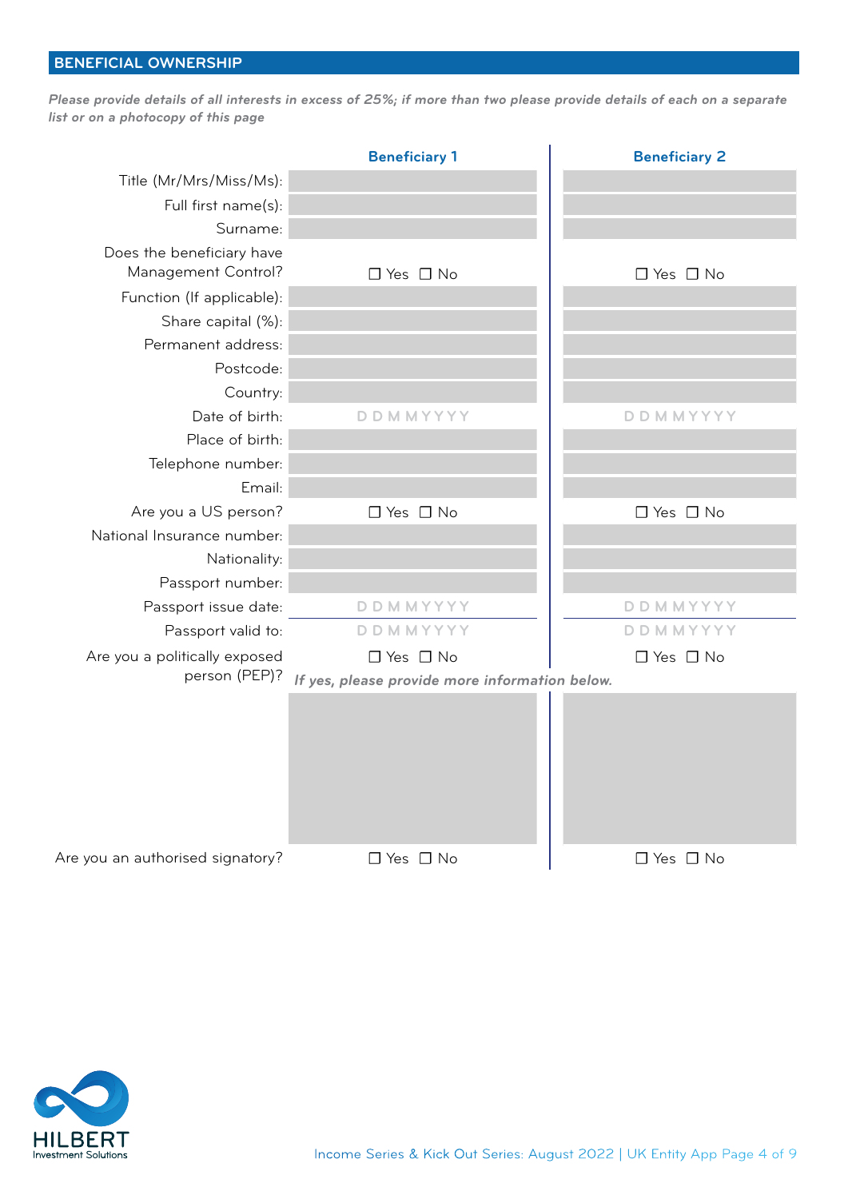## BENEFICIAL OWNERSHIP

*Please provide details of all interests in excess of 25%; if more than two please provide details of each on a separate list or on a photocopy of this page*

| | Beneficiary 1 | Beneficiary 2 |
|---|---|---|
| Title (Mr/Mrs/Miss/Ms): | | |
| Full first name(s): | | |
| Surname: | | |
| Does the beneficiary have Management Control? | ☐ Yes ☐ No | ☐ Yes ☐ No |
| Function (If applicable): | | |
| Share capital (%): | | |
| Permanent address: | | |
| Postcode: | | |
| Country: | | |
| Date of birth: | D D M M Y Y Y Y | D D M M Y Y Y Y |
| Place of birth: | | |
| Telephone number: | | |
| Email: | | |
| Are you a US person? | ☐ Yes ☐ No | ☐ Yes ☐ No |
| National Insurance number: | | |
| Nationality: | | |
| Passport number: | | |
| Passport issue date: | D D M M Y Y Y Y | D D M M Y Y Y Y |
| Passport valid to: | D D M M Y Y Y Y | D D M M Y Y Y Y |
| Are you a politically exposed person (PEP)? | ☐ Yes ☐ No | ☐ Yes ☐ No |
| *If yes, please provide more information below.* | | |
| Are you an authorised signatory? | ☐ Yes ☐ No | ☐ Yes ☐ No |

HILBERT Investment Solutions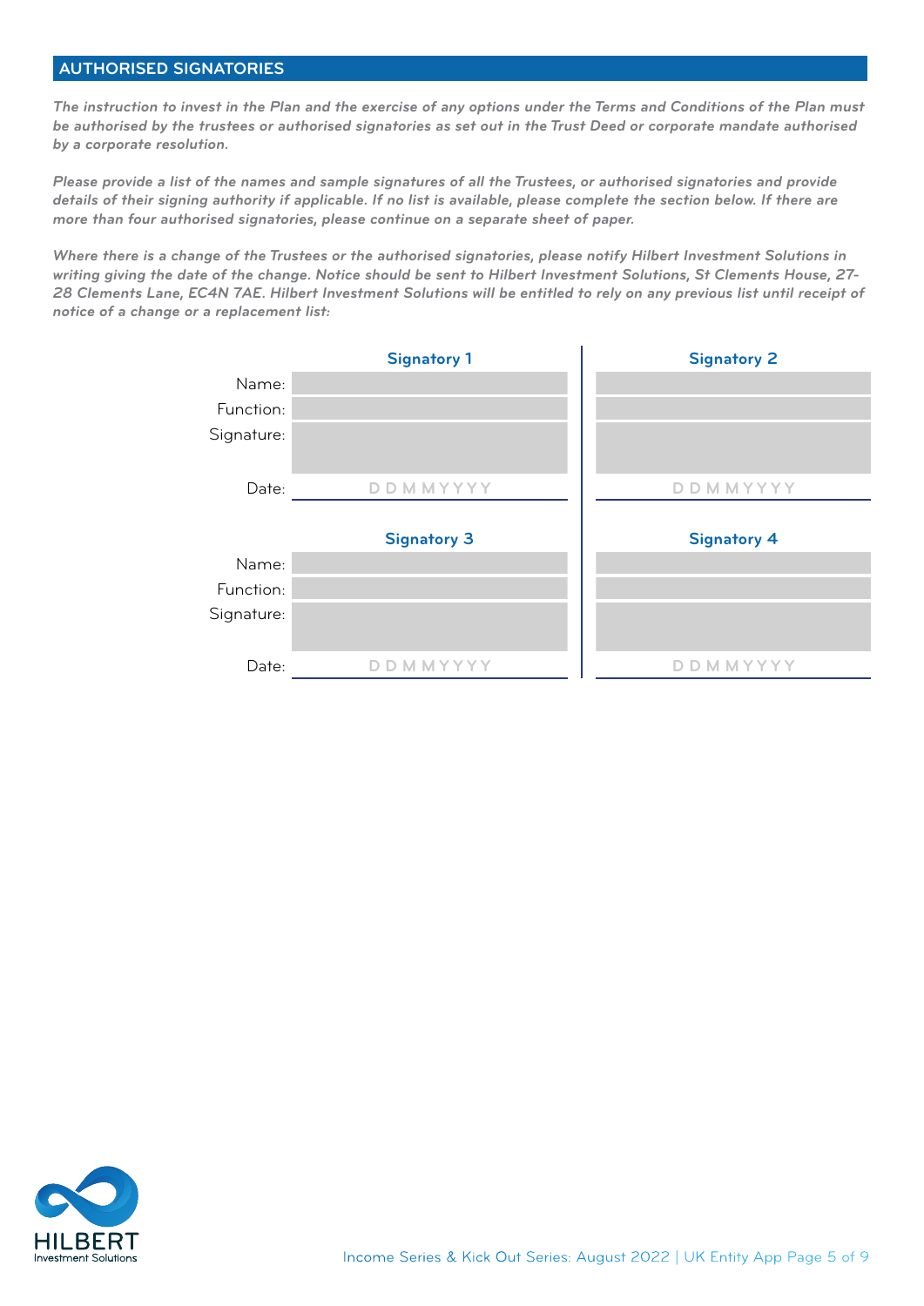## AUTHORISED SIGNATORIES

*The instruction to invest in the Plan and the exercise of any options under the Terms and Conditions of the Plan must be authorised by the trustees or authorised signatories as set out in the Trust Deed or corporate mandate authorised by a corporate resolution.*

*Please provide a list of the names and sample signatures of all the Trustees, or authorised signatories and provide details of their signing authority if applicable. If no list is available, please complete the section below. If there are more than four authorised signatories, please continue on a separate sheet of paper.*

*Where there is a change of the Trustees or the authorised signatories, please notify Hilbert Investment Solutions in writing giving the date of the change. Notice should be sent to Hilbert Investment Solutions, St Clements House, 27-28 Clements Lane, EC4N 7AE. Hilbert Investment Solutions will be entitled to rely on any previous list until receipt of notice of a change or a replacement list:*

| | Signatory 1 | Signatory 2 |
|---|---|---|
| Name: | | |
| Function: | | |
| Signature: | | |
| Date: | D D M M Y Y Y Y | D D M M Y Y Y Y |

| | Signatory 3 | Signatory 4 |
|---|---|---|
| Name: | | |
| Function: | | |
| Signature: | | |
| Date: | D D M M Y Y Y Y | D D M M Y Y Y Y |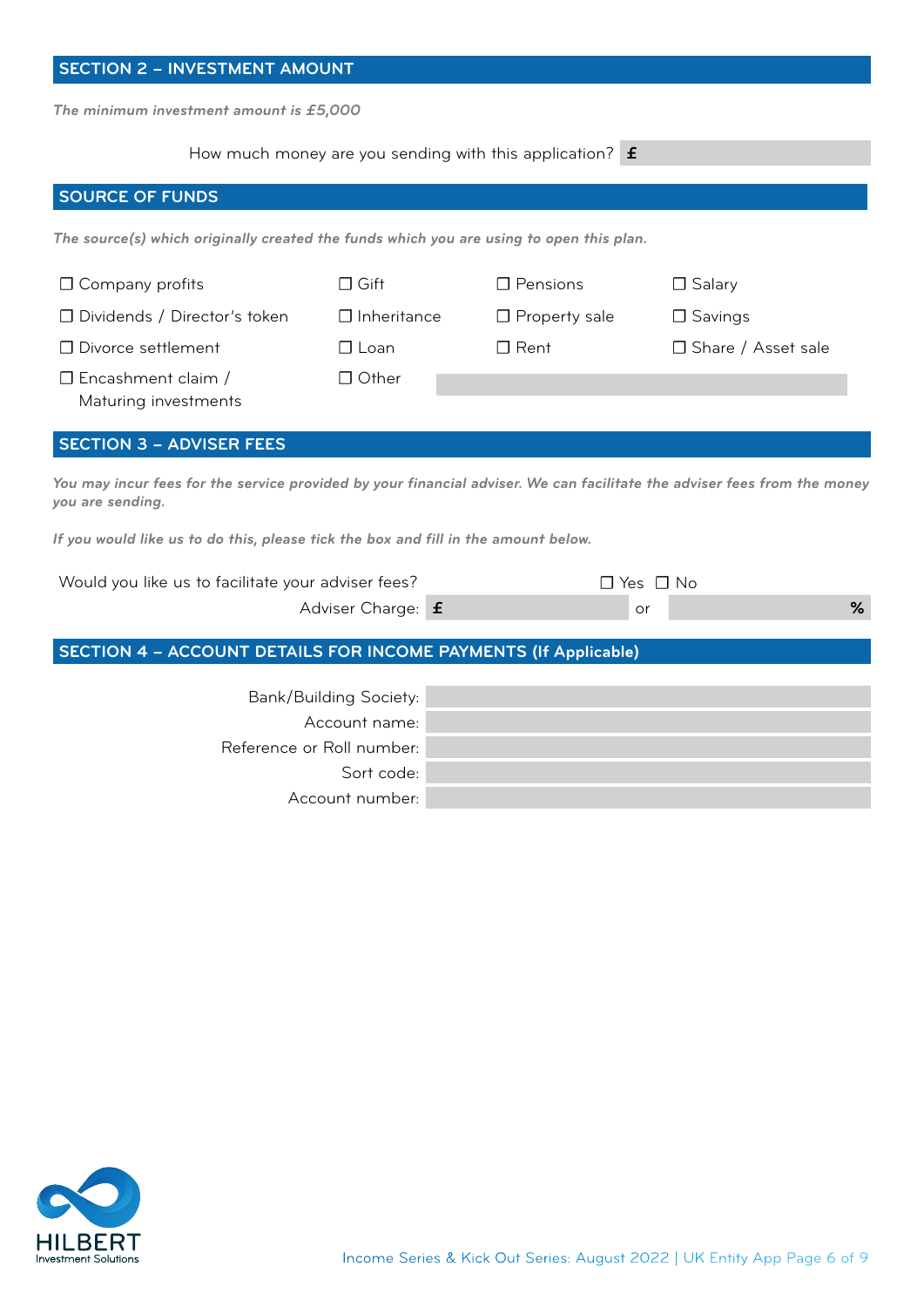## SECTION 2 – INVESTMENT AMOUNT

*The minimum investment amount is £5,000*

How much money are you sending with this application? £

## SOURCE OF FUNDS

*The source(s) which originally created the funds which you are using to open this plan.*

- ☐ Company profits
- ☐ Dividends / Director's token
- ☐ Divorce settlement
- ☐ Encashment claim / Maturing investments
- ☐ Gift
- ☐ Inheritance
- ☐ Loan
- ☐ Other
- ☐ Pensions
- ☐ Property sale
- ☐ Rent
- ☐ Salary
- ☐ Savings
- ☐ Share / Asset sale

## SECTION 3 – ADVISER FEES

*You may incur fees for the service provided by your financial adviser. We can facilitate the adviser fees from the money you are sending.*

*If you would like us to do this, please tick the box and fill in the amount below.*

Would you like us to facilitate your adviser fees? ☐ Yes ☐ No

Adviser Charge: £ or %

## SECTION 4 – ACCOUNT DETAILS FOR INCOME PAYMENTS (If Applicable)

Bank/Building Society:

Account name:

Reference or Roll number:

Sort code:

Account number: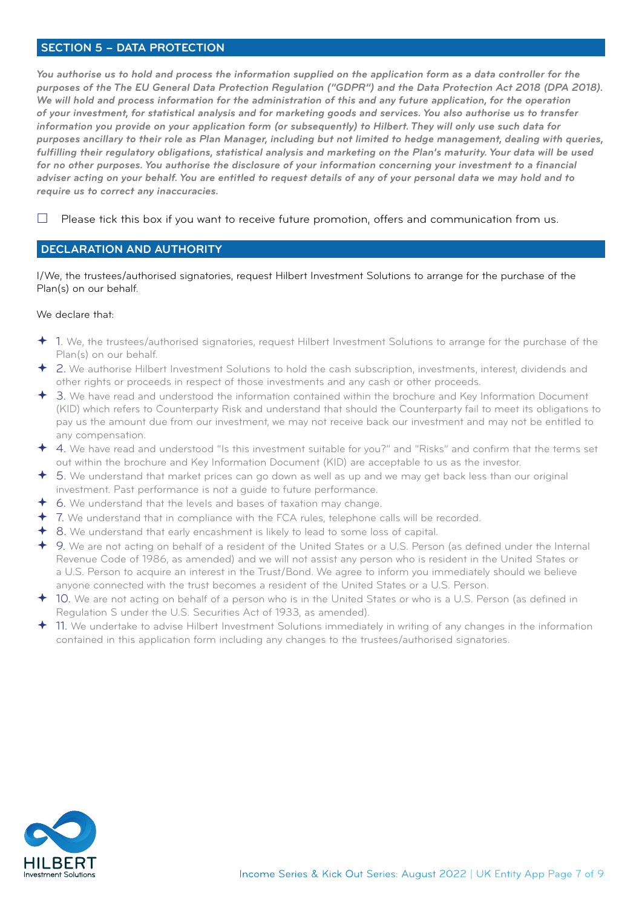## SECTION 5 – DATA PROTECTION

***You authorise us to hold and process the information supplied on the application form as a data controller for the purposes of the The EU General Data Protection Regulation ("GDPR") and the Data Protection Act 2018 (DPA 2018). We will hold and process information for the administration of this and any future application, for the operation of your investment, for statistical analysis and for marketing goods and services. You also authorise us to transfer information you provide on your application form (or subsequently) to Hilbert. They will only use such data for purposes ancillary to their role as Plan Manager, including but not limited to hedge management, dealing with queries, fulfilling their regulatory obligations, statistical analysis and marketing on the Plan's maturity. Your data will be used for no other purposes. You authorise the disclosure of your information concerning your investment to a financial adviser acting on your behalf. You are entitled to request details of any of your personal data we may hold and to require us to correct any inaccuracies.***

☐ Please tick this box if you want to receive future promotion, offers and communication from us.

## DECLARATION AND AUTHORITY

I/We, the trustees/authorised signatories, request Hilbert Investment Solutions to arrange for the purchase of the Plan(s) on our behalf.

We declare that:

- 1. We, the trustees/authorised signatories, request Hilbert Investment Solutions to arrange for the purchase of the Plan(s) on our behalf.
- 2. We authorise Hilbert Investment Solutions to hold the cash subscription, investments, interest, dividends and other rights or proceeds in respect of those investments and any cash or other proceeds.
- 3. We have read and understood the information contained within the brochure and Key Information Document (KID) which refers to Counterparty Risk and understand that should the Counterparty fail to meet its obligations to pay us the amount due from our investment, we may not receive back our investment and may not be entitled to any compensation.
- 4. We have read and understood "Is this investment suitable for you?" and "Risks" and confirm that the terms set out within the brochure and Key Information Document (KID) are acceptable to us as the investor.
- 5. We understand that market prices can go down as well as up and we may get back less than our original investment. Past performance is not a guide to future performance.
- 6. We understand that the levels and bases of taxation may change.
- 7. We understand that in compliance with the FCA rules, telephone calls will be recorded.
- 8. We understand that early encashment is likely to lead to some loss of capital.
- 9. We are not acting on behalf of a resident of the United States or a U.S. Person (as defined under the Internal Revenue Code of 1986, as amended) and we will not assist any person who is resident in the United States or a U.S. Person to acquire an interest in the Trust/Bond. We agree to inform you immediately should we believe anyone connected with the trust becomes a resident of the United States or a U.S. Person.
- 10. We are not acting on behalf of a person who is in the United States or who is a U.S. Person (as defined in Regulation S under the U.S. Securities Act of 1933, as amended).
- 11. We undertake to advise Hilbert Investment Solutions immediately in writing of any changes in the information contained in this application form including any changes to the trustees/authorised signatories.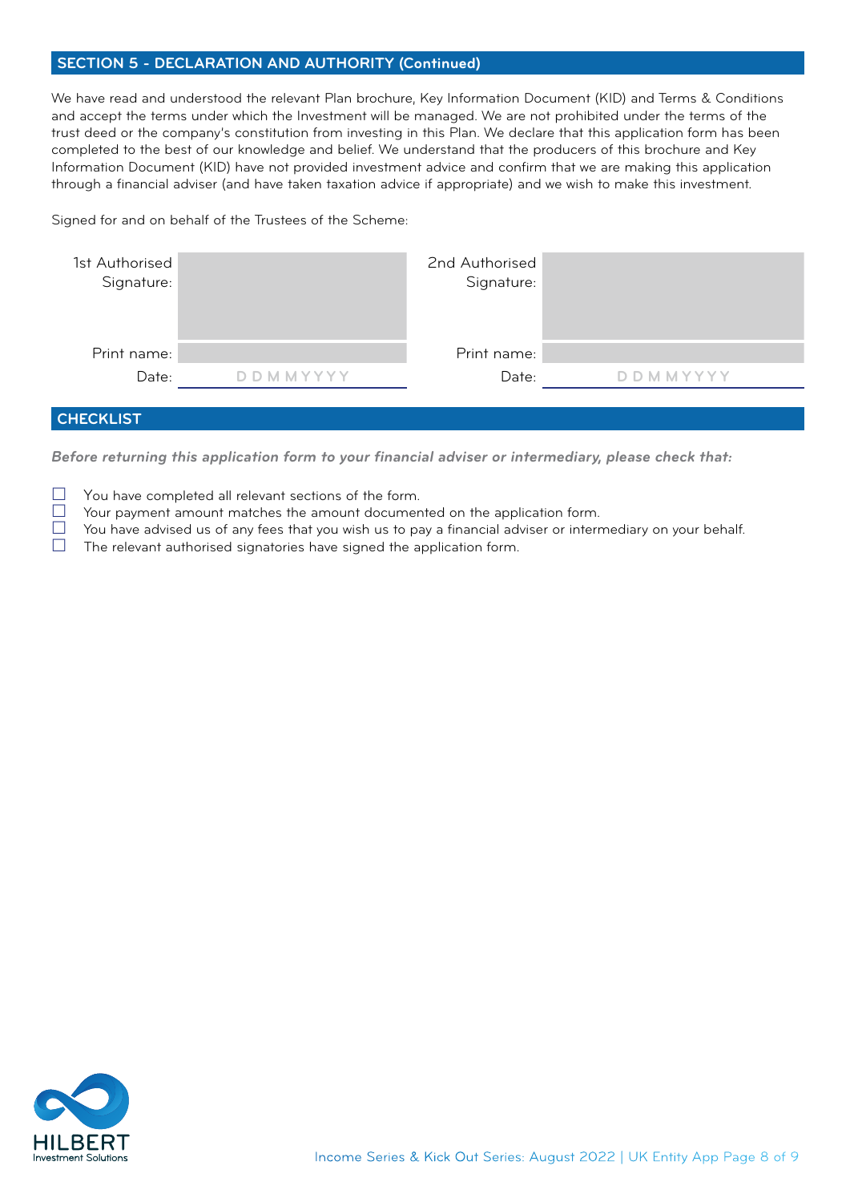## SECTION 5 - DECLARATION AND AUTHORITY (Continued)

We have read and understood the relevant Plan brochure, Key Information Document (KID) and Terms & Conditions and accept the terms under which the Investment will be managed. We are not prohibited under the terms of the trust deed or the company's constitution from investing in this Plan. We declare that this application form has been completed to the best of our knowledge and belief. We understand that the producers of this brochure and Key Information Document (KID) have not provided investment advice and confirm that we are making this application through a financial adviser (and have taken taxation advice if appropriate) and we wish to make this investment.

Signed for and on behalf of the Trustees of the Scheme:

| 1st Authorised Signature: | | 2nd Authorised Signature: | |
|---|---|---|---|
| Print name: | | Print name: | |
| Date: | D D M M Y Y Y Y | Date: | D D M M Y Y Y Y |

## CHECKLIST

***Before returning this application form to your financial adviser or intermediary, please check that:***

- ☐ You have completed all relevant sections of the form.
- ☐ Your payment amount matches the amount documented on the application form.
- ☐ You have advised us of any fees that you wish us to pay a financial adviser or intermediary on your behalf.
- ☐ The relevant authorised signatories have signed the application form.

HILBERT
Investment Solutions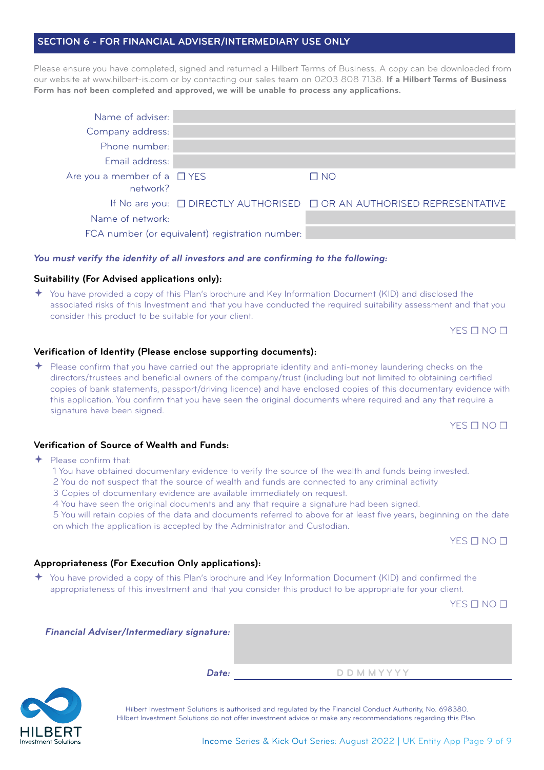## SECTION 6 - FOR FINANCIAL ADVISER/INTERMEDIARY USE ONLY

Please ensure you have completed, signed and returned a Hilbert Terms of Business. A copy can be downloaded from our website at www.hilbert-is.com or by contacting our sales team on 0203 808 7138. **If a Hilbert Terms of Business Form has not been completed and approved, we will be unable to process any applications.**

| | | |
|---|---|---|
| Name of adviser: | | |
| Company address: | | |
| Phone number: | | |
| Email address: | | |
| Are you a member of a network? | ☐ YES | ☐ NO |
| If No are you: | ☐ DIRECTLY AUTHORISED | ☐ OR AN AUTHORISED REPRESENTATIVE |
| Name of network: | | |
| FCA number (or equivalent) registration number: | | |

***You must verify the identity of all investors and are confirming to the following:***

**Suitability (For Advised applications only):**

- You have provided a copy of this Plan's brochure and Key Information Document (KID) and disclosed the associated risks of this Investment and that you have conducted the required suitability assessment and that you consider this product to be suitable for your client.

YES ☐ NO ☐

**Verification of Identity (Please enclose supporting documents):**

- Please confirm that you have carried out the appropriate identity and anti-money laundering checks on the directors/trustees and beneficial owners of the company/trust (including but not limited to obtaining certified copies of bank statements, passport/driving licence) and have enclosed copies of this documentary evidence with this application. You confirm that you have seen the original documents where required and any that require a signature have been signed.

YES ☐ NO ☐

**Verification of Source of Wealth and Funds:**

- Please confirm that:
  1 You have obtained documentary evidence to verify the source of the wealth and funds being invested.
  2 You do not suspect that the source of wealth and funds are connected to any criminal activity
  3 Copies of documentary evidence are available immediately on request.
  4 You have seen the original documents and any that require a signature had been signed.
  5 You will retain copies of the data and documents referred to above for at least five years, beginning on the date on which the application is accepted by the Administrator and Custodian.

YES ☐ NO ☐

**Appropriateness (For Execution Only applications):**

- You have provided a copy of this Plan's brochure and Key Information Document (KID) and confirmed the appropriateness of this investment and that you consider this product to be appropriate for your client.

YES ☐ NO ☐

***Financial Adviser/Intermediary signature:***

***Date:*** D D M M Y Y Y Y

Hilbert Investment Solutions is authorised and regulated by the Financial Conduct Authority, No. 698380.
Hilbert Investment Solutions do not offer investment advice or make any recommendations regarding this Plan.